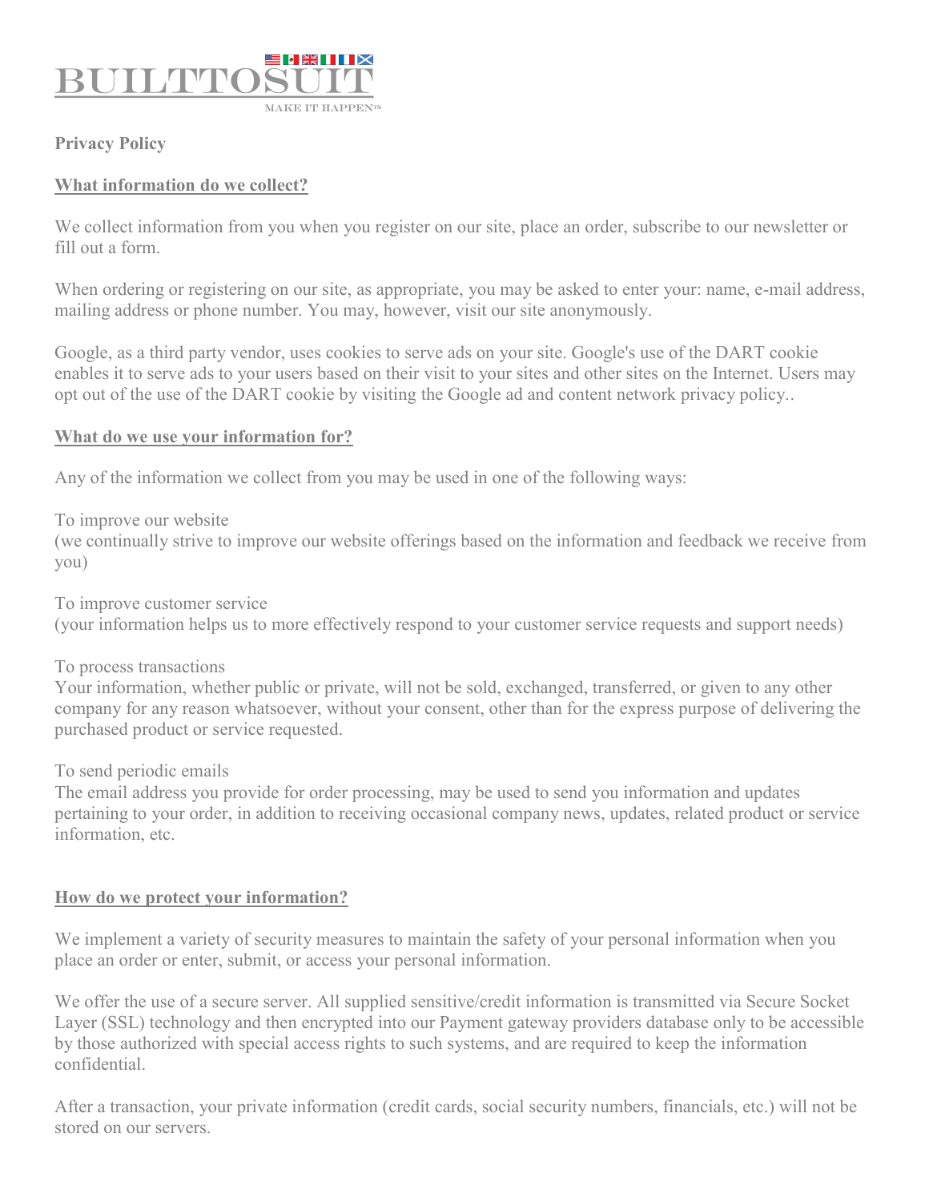BUILTTOSUIT

MAKE IT HAPPEN™

**Privacy Policy**

**What information do we collect?**

We collect information from you when you register on our site, place an order, subscribe to our newsletter or fill out a form.

When ordering or registering on our site, as appropriate, you may be asked to enter your: name, e-mail address, mailing address or phone number. You may, however, visit our site anonymously.

Google, as a third party vendor, uses cookies to serve ads on your site. Google's use of the DART cookie enables it to serve ads to your users based on their visit to your sites and other sites on the Internet. Users may opt out of the use of the DART cookie by visiting the Google ad and content network privacy policy..

**What do we use your information for?**

Any of the information we collect from you may be used in one of the following ways:

To improve our website
(we continually strive to improve our website offerings based on the information and feedback we receive from you)

To improve customer service
(your information helps us to more effectively respond to your customer service requests and support needs)

To process transactions
Your information, whether public or private, will not be sold, exchanged, transferred, or given to any other company for any reason whatsoever, without your consent, other than for the express purpose of delivering the purchased product or service requested.

To send periodic emails
The email address you provide for order processing, may be used to send you information and updates pertaining to your order, in addition to receiving occasional company news, updates, related product or service information, etc.

**How do we protect your information?**

We implement a variety of security measures to maintain the safety of your personal information when you place an order or enter, submit, or access your personal information.

We offer the use of a secure server. All supplied sensitive/credit information is transmitted via Secure Socket Layer (SSL) technology and then encrypted into our Payment gateway providers database only to be accessible by those authorized with special access rights to such systems, and are required to keep the information confidential.

After a transaction, your private information (credit cards, social security numbers, financials, etc.) will not be stored on our servers.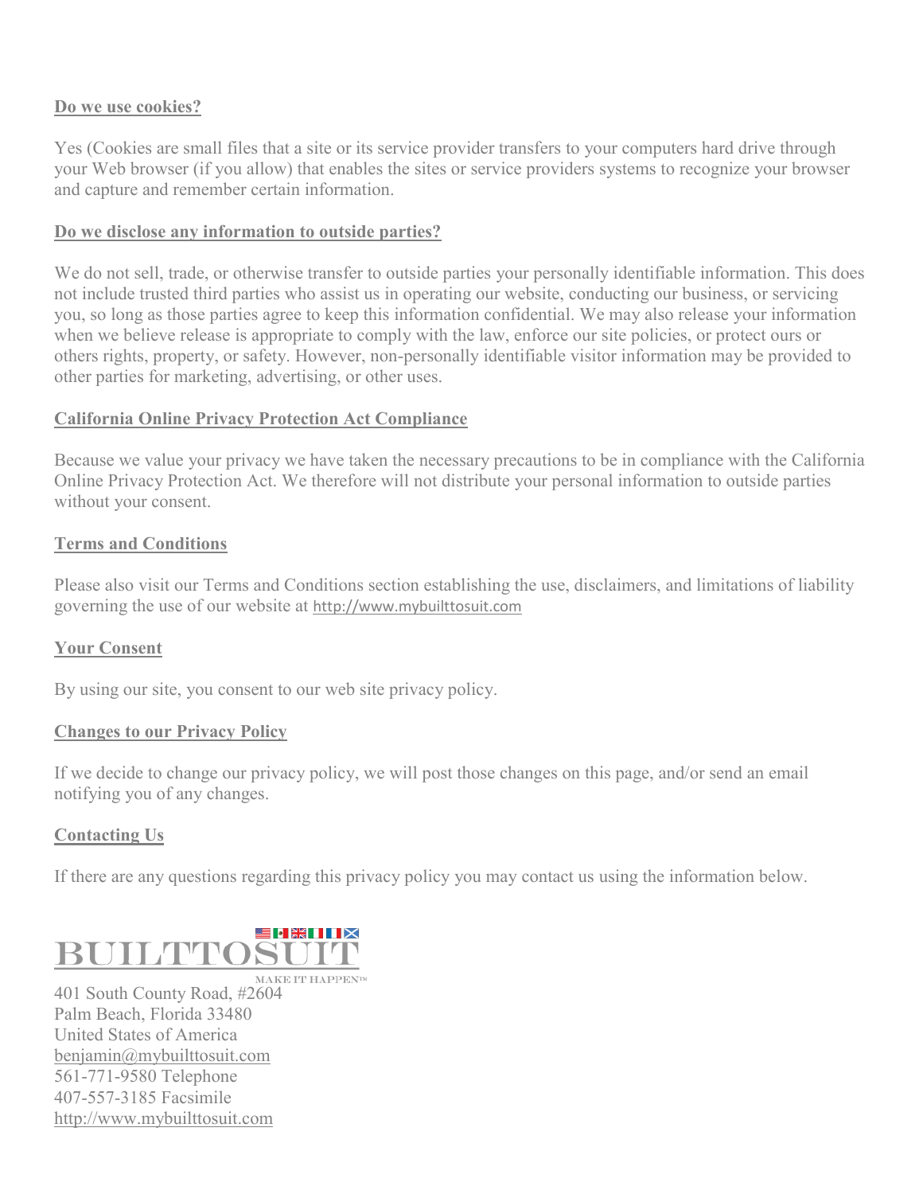**Do we use cookies?**

Yes (Cookies are small files that a site or its service provider transfers to your computers hard drive through your Web browser (if you allow) that enables the sites or service providers systems to recognize your browser and capture and remember certain information.

**Do we disclose any information to outside parties?**

We do not sell, trade, or otherwise transfer to outside parties your personally identifiable information. This does not include trusted third parties who assist us in operating our website, conducting our business, or servicing you, so long as those parties agree to keep this information confidential. We may also release your information when we believe release is appropriate to comply with the law, enforce our site policies, or protect ours or others rights, property, or safety. However, non-personally identifiable visitor information may be provided to other parties for marketing, advertising, or other uses.

**California Online Privacy Protection Act Compliance**

Because we value your privacy we have taken the necessary precautions to be in compliance with the California Online Privacy Protection Act. We therefore will not distribute your personal information to outside parties without your consent.

**Terms and Conditions**

Please also visit our Terms and Conditions section establishing the use, disclaimers, and limitations of liability governing the use of our website at http://www.mybuilttosuit.com

**Your Consent**

By using our site, you consent to our web site privacy policy.

**Changes to our Privacy Policy**

If we decide to change our privacy policy, we will post those changes on this page, and/or send an email notifying you of any changes.

**Contacting Us**

If there are any questions regarding this privacy policy you may contact us using the information below.

BUILTTOSUIT
MAKE IT HAPPEN™

401 South County Road, #2604
Palm Beach, Florida 33480
United States of America
benjamin@mybuilttosuit.com
561-771-9580 Telephone
407-557-3185 Facsimile
http://www.mybuilttosuit.com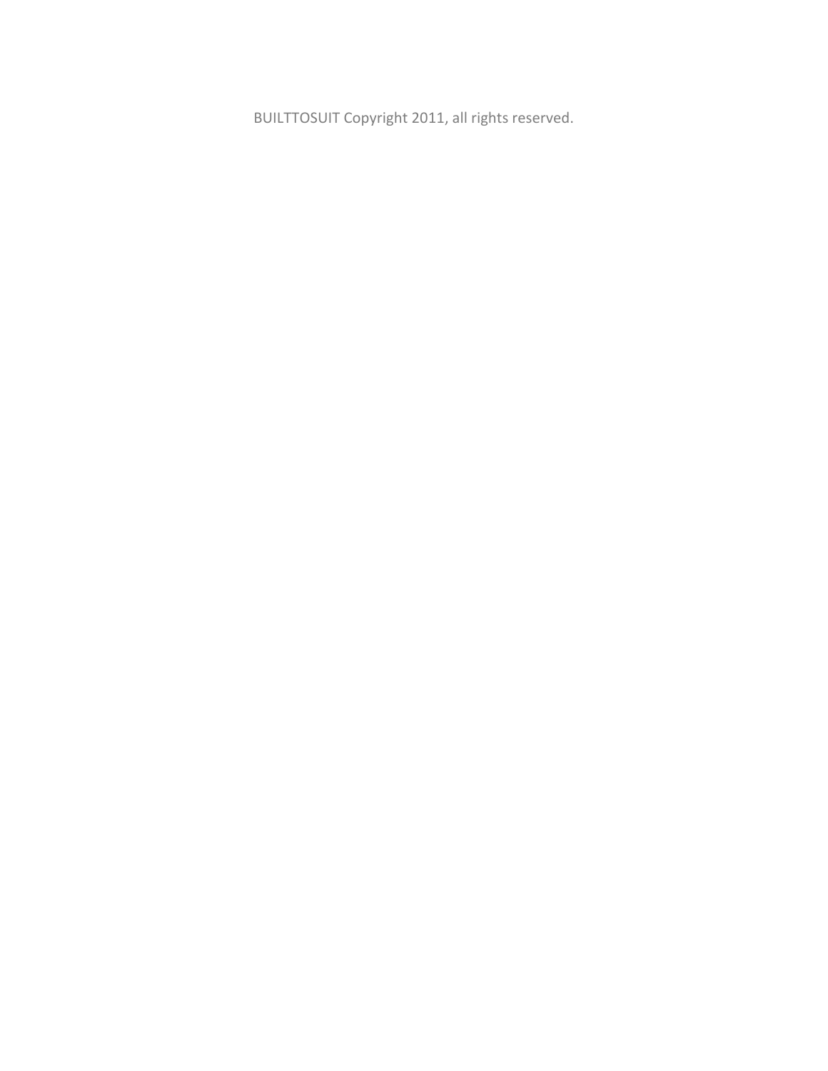BUILTTOSUIT Copyright 2011, all rights reserved.